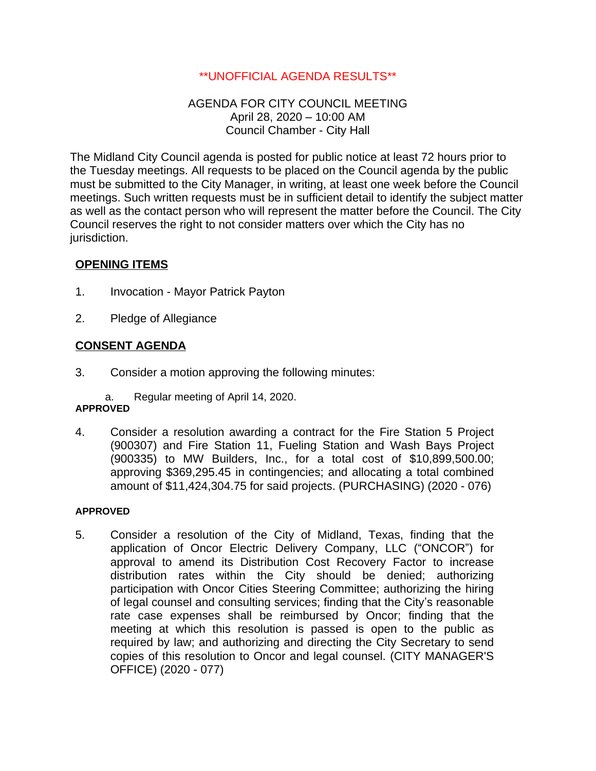\*\*UNOFFICIAL AGENDA RESULTS\*\*

AGENDA FOR CITY COUNCIL MEETING
April 28, 2020 – 10:00 AM
Council Chamber - City Hall

The Midland City Council agenda is posted for public notice at least 72 hours prior to the Tuesday meetings. All requests to be placed on the Council agenda by the public must be submitted to the City Manager, in writing, at least one week before the Council meetings. Such written requests must be in sufficient detail to identify the subject matter as well as the contact person who will represent the matter before the Council. The City Council reserves the right to not consider matters over which the City has no jurisdiction.

## OPENING ITEMS

1. Invocation - Mayor Patrick Payton

2. Pledge of Allegiance

## CONSENT AGENDA

3. Consider a motion approving the following minutes:

   a. Regular meeting of April 14, 2020.

**APPROVED**

4. Consider a resolution awarding a contract for the Fire Station 5 Project (900307) and Fire Station 11, Fueling Station and Wash Bays Project (900335) to MW Builders, Inc., for a total cost of $10,899,500.00; approving $369,295.45 in contingencies; and allocating a total combined amount of $11,424,304.75 for said projects. (PURCHASING) (2020 - 076)

**APPROVED**

5. Consider a resolution of the City of Midland, Texas, finding that the application of Oncor Electric Delivery Company, LLC ("ONCOR") for approval to amend its Distribution Cost Recovery Factor to increase distribution rates within the City should be denied; authorizing participation with Oncor Cities Steering Committee; authorizing the hiring of legal counsel and consulting services; finding that the City's reasonable rate case expenses shall be reimbursed by Oncor; finding that the meeting at which this resolution is passed is open to the public as required by law; and authorizing and directing the City Secretary to send copies of this resolution to Oncor and legal counsel. (CITY MANAGER'S OFFICE) (2020 - 077)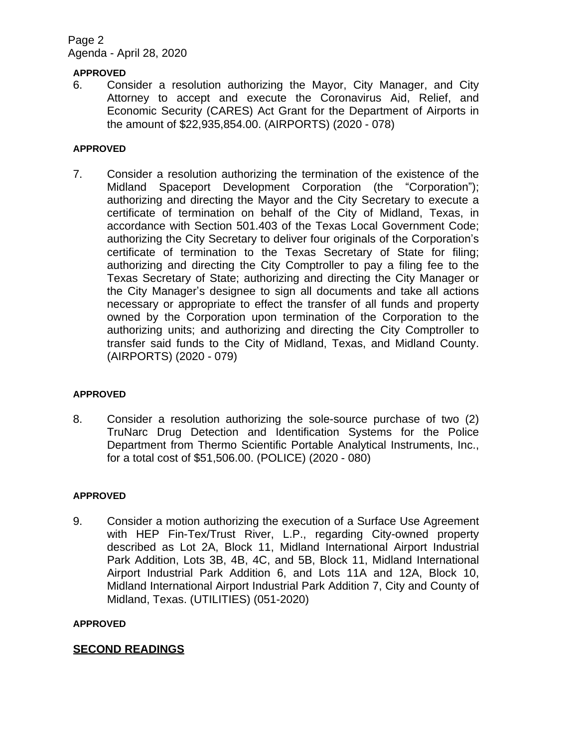**APPROVED**

6. Consider a resolution authorizing the Mayor, City Manager, and City Attorney to accept and execute the Coronavirus Aid, Relief, and Economic Security (CARES) Act Grant for the Department of Airports in the amount of $22,935,854.00. (AIRPORTS) (2020 - 078)

**APPROVED**

7. Consider a resolution authorizing the termination of the existence of the Midland Spaceport Development Corporation (the "Corporation"); authorizing and directing the Mayor and the City Secretary to execute a certificate of termination on behalf of the City of Midland, Texas, in accordance with Section 501.403 of the Texas Local Government Code; authorizing the City Secretary to deliver four originals of the Corporation's certificate of termination to the Texas Secretary of State for filing; authorizing and directing the City Comptroller to pay a filing fee to the Texas Secretary of State; authorizing and directing the City Manager or the City Manager's designee to sign all documents and take all actions necessary or appropriate to effect the transfer of all funds and property owned by the Corporation upon termination of the Corporation to the authorizing units; and authorizing and directing the City Comptroller to transfer said funds to the City of Midland, Texas, and Midland County. (AIRPORTS) (2020 - 079)

**APPROVED**

8. Consider a resolution authorizing the sole-source purchase of two (2) TruNarc Drug Detection and Identification Systems for the Police Department from Thermo Scientific Portable Analytical Instruments, Inc., for a total cost of $51,506.00. (POLICE) (2020 - 080)

**APPROVED**

9. Consider a motion authorizing the execution of a Surface Use Agreement with HEP Fin-Tex/Trust River, L.P., regarding City-owned property described as Lot 2A, Block 11, Midland International Airport Industrial Park Addition, Lots 3B, 4B, 4C, and 5B, Block 11, Midland International Airport Industrial Park Addition 6, and Lots 11A and 12A, Block 10, Midland International Airport Industrial Park Addition 7, City and County of Midland, Texas. (UTILITIES) (051-2020)

**APPROVED**

## SECOND READINGS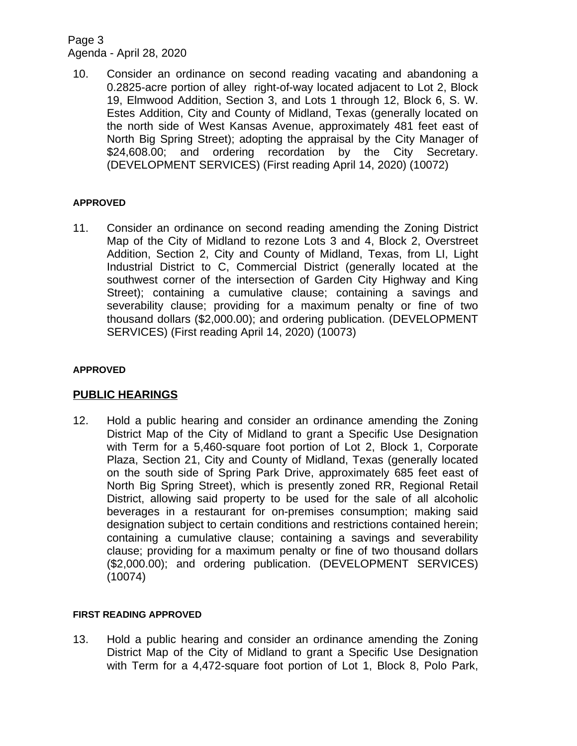10. Consider an ordinance on second reading vacating and abandoning a 0.2825-acre portion of alley right-of-way located adjacent to Lot 2, Block 19, Elmwood Addition, Section 3, and Lots 1 through 12, Block 6, S. W. Estes Addition, City and County of Midland, Texas (generally located on the north side of West Kansas Avenue, approximately 481 feet east of North Big Spring Street); adopting the appraisal by the City Manager of $24,608.00; and ordering recordation by the City Secretary. (DEVELOPMENT SERVICES) (First reading April 14, 2020) (10072)

**APPROVED**

11. Consider an ordinance on second reading amending the Zoning District Map of the City of Midland to rezone Lots 3 and 4, Block 2, Overstreet Addition, Section 2, City and County of Midland, Texas, from LI, Light Industrial District to C, Commercial District (generally located at the southwest corner of the intersection of Garden City Highway and King Street); containing a cumulative clause; containing a savings and severability clause; providing for a maximum penalty or fine of two thousand dollars ($2,000.00); and ordering publication. (DEVELOPMENT SERVICES) (First reading April 14, 2020) (10073)

**APPROVED**

## PUBLIC HEARINGS

12. Hold a public hearing and consider an ordinance amending the Zoning District Map of the City of Midland to grant a Specific Use Designation with Term for a 5,460-square foot portion of Lot 2, Block 1, Corporate Plaza, Section 21, City and County of Midland, Texas (generally located on the south side of Spring Park Drive, approximately 685 feet east of North Big Spring Street), which is presently zoned RR, Regional Retail District, allowing said property to be used for the sale of all alcoholic beverages in a restaurant for on-premises consumption; making said designation subject to certain conditions and restrictions contained herein; containing a cumulative clause; containing a savings and severability clause; providing for a maximum penalty or fine of two thousand dollars ($2,000.00); and ordering publication. (DEVELOPMENT SERVICES) (10074)

**FIRST READING APPROVED**

13. Hold a public hearing and consider an ordinance amending the Zoning District Map of the City of Midland to grant a Specific Use Designation with Term for a 4,472-square foot portion of Lot 1, Block 8, Polo Park,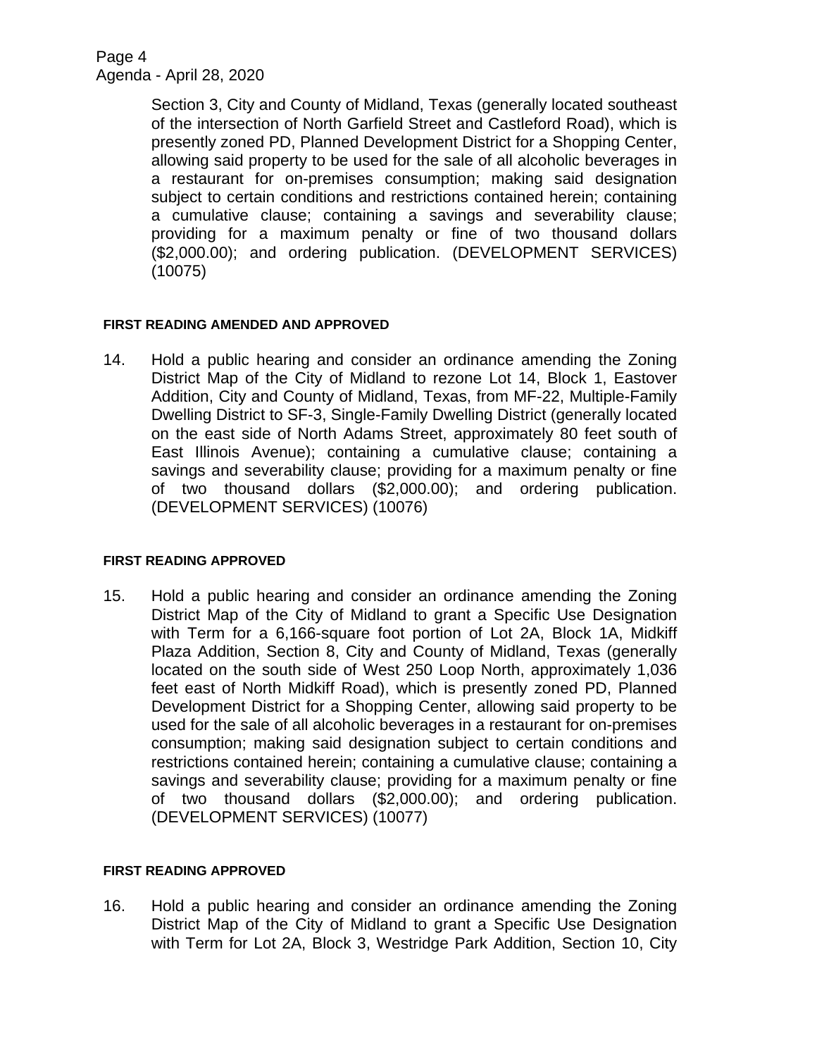Section 3, City and County of Midland, Texas (generally located southeast of the intersection of North Garfield Street and Castleford Road), which is presently zoned PD, Planned Development District for a Shopping Center, allowing said property to be used for the sale of all alcoholic beverages in a restaurant for on-premises consumption; making said designation subject to certain conditions and restrictions contained herein; containing a cumulative clause; containing a savings and severability clause; providing for a maximum penalty or fine of two thousand dollars ($2,000.00); and ordering publication. (DEVELOPMENT SERVICES) (10075)

**FIRST READING AMENDED AND APPROVED**

14. Hold a public hearing and consider an ordinance amending the Zoning District Map of the City of Midland to rezone Lot 14, Block 1, Eastover Addition, City and County of Midland, Texas, from MF-22, Multiple-Family Dwelling District to SF-3, Single-Family Dwelling District (generally located on the east side of North Adams Street, approximately 80 feet south of East Illinois Avenue); containing a cumulative clause; containing a savings and severability clause; providing for a maximum penalty or fine of two thousand dollars ($2,000.00); and ordering publication. (DEVELOPMENT SERVICES) (10076)

**FIRST READING APPROVED**

15. Hold a public hearing and consider an ordinance amending the Zoning District Map of the City of Midland to grant a Specific Use Designation with Term for a 6,166-square foot portion of Lot 2A, Block 1A, Midkiff Plaza Addition, Section 8, City and County of Midland, Texas (generally located on the south side of West 250 Loop North, approximately 1,036 feet east of North Midkiff Road), which is presently zoned PD, Planned Development District for a Shopping Center, allowing said property to be used for the sale of all alcoholic beverages in a restaurant for on-premises consumption; making said designation subject to certain conditions and restrictions contained herein; containing a cumulative clause; containing a savings and severability clause; providing for a maximum penalty or fine of two thousand dollars ($2,000.00); and ordering publication. (DEVELOPMENT SERVICES) (10077)

**FIRST READING APPROVED**

16. Hold a public hearing and consider an ordinance amending the Zoning District Map of the City of Midland to grant a Specific Use Designation with Term for Lot 2A, Block 3, Westridge Park Addition, Section 10, City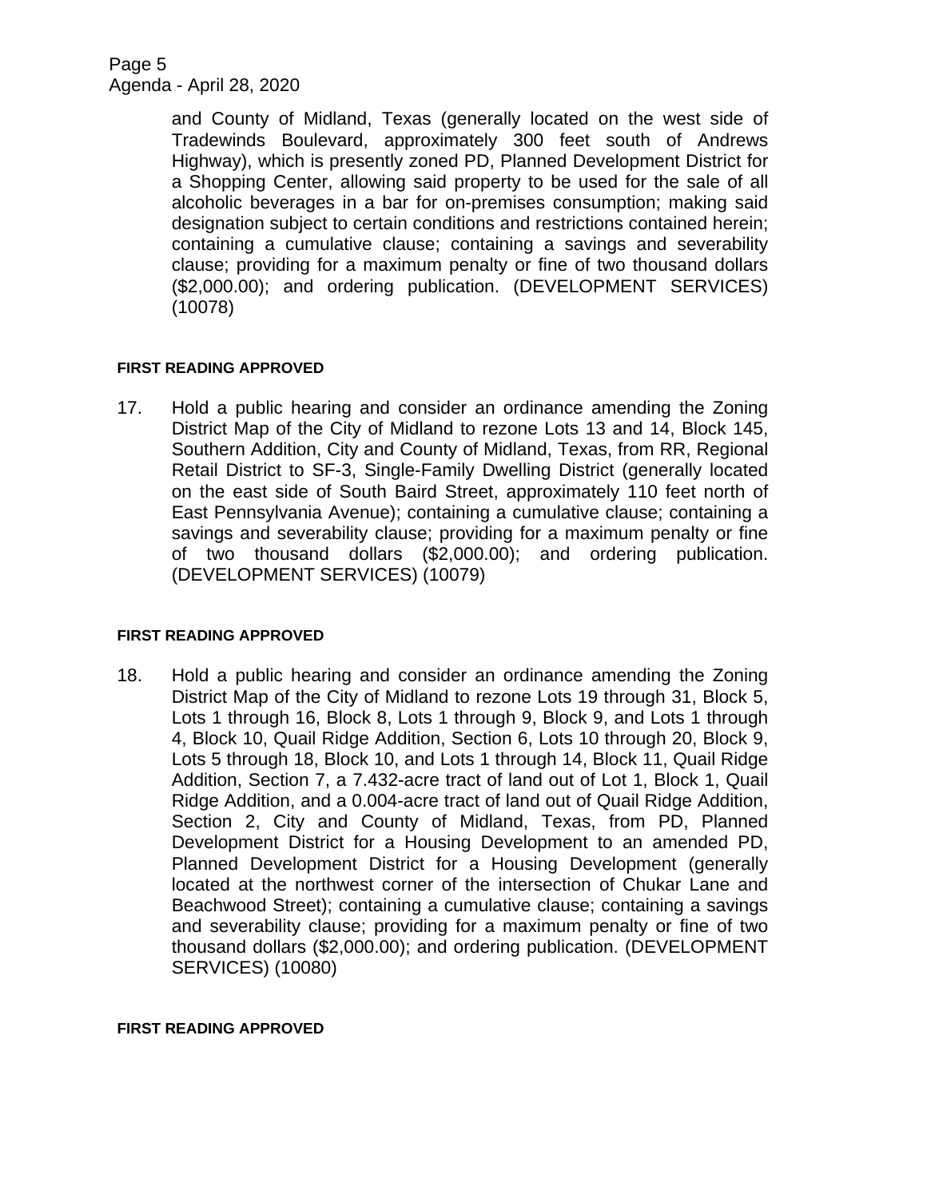and County of Midland, Texas (generally located on the west side of Tradewinds Boulevard, approximately 300 feet south of Andrews Highway), which is presently zoned PD, Planned Development District for a Shopping Center, allowing said property to be used for the sale of all alcoholic beverages in a bar for on-premises consumption; making said designation subject to certain conditions and restrictions contained herein; containing a cumulative clause; containing a savings and severability clause; providing for a maximum penalty or fine of two thousand dollars ($2,000.00); and ordering publication. (DEVELOPMENT SERVICES) (10078)

**FIRST READING APPROVED**

17. Hold a public hearing and consider an ordinance amending the Zoning District Map of the City of Midland to rezone Lots 13 and 14, Block 145, Southern Addition, City and County of Midland, Texas, from RR, Regional Retail District to SF-3, Single-Family Dwelling District (generally located on the east side of South Baird Street, approximately 110 feet north of East Pennsylvania Avenue); containing a cumulative clause; containing a savings and severability clause; providing for a maximum penalty or fine of two thousand dollars ($2,000.00); and ordering publication. (DEVELOPMENT SERVICES) (10079)

**FIRST READING APPROVED**

18. Hold a public hearing and consider an ordinance amending the Zoning District Map of the City of Midland to rezone Lots 19 through 31, Block 5, Lots 1 through 16, Block 8, Lots 1 through 9, Block 9, and Lots 1 through 4, Block 10, Quail Ridge Addition, Section 6, Lots 10 through 20, Block 9, Lots 5 through 18, Block 10, and Lots 1 through 14, Block 11, Quail Ridge Addition, Section 7, a 7.432-acre tract of land out of Lot 1, Block 1, Quail Ridge Addition, and a 0.004-acre tract of land out of Quail Ridge Addition, Section 2, City and County of Midland, Texas, from PD, Planned Development District for a Housing Development to an amended PD, Planned Development District for a Housing Development (generally located at the northwest corner of the intersection of Chukar Lane and Beachwood Street); containing a cumulative clause; containing a savings and severability clause; providing for a maximum penalty or fine of two thousand dollars ($2,000.00); and ordering publication. (DEVELOPMENT SERVICES) (10080)

**FIRST READING APPROVED**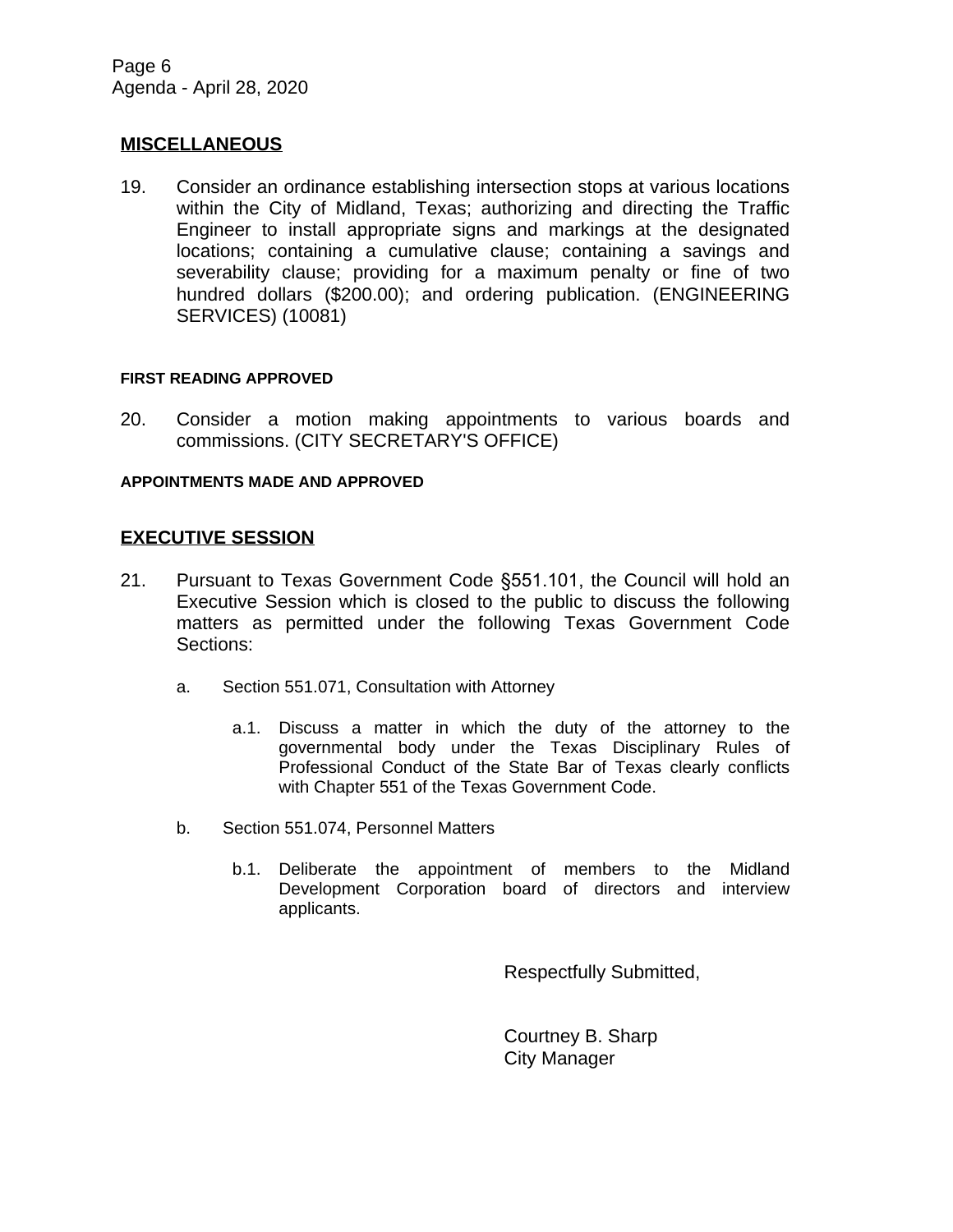## MISCELLANEOUS

19. Consider an ordinance establishing intersection stops at various locations within the City of Midland, Texas; authorizing and directing the Traffic Engineer to install appropriate signs and markings at the designated locations; containing a cumulative clause; containing a savings and severability clause; providing for a maximum penalty or fine of two hundred dollars ($200.00); and ordering publication. (ENGINEERING SERVICES) (10081)

**FIRST READING APPROVED**

20. Consider a motion making appointments to various boards and commissions. (CITY SECRETARY'S OFFICE)

**APPOINTMENTS MADE AND APPROVED**

## EXECUTIVE SESSION

21. Pursuant to Texas Government Code §551.101, the Council will hold an Executive Session which is closed to the public to discuss the following matters as permitted under the following Texas Government Code Sections:

    a. Section 551.071, Consultation with Attorney

        a.1. Discuss a matter in which the duty of the attorney to the governmental body under the Texas Disciplinary Rules of Professional Conduct of the State Bar of Texas clearly conflicts with Chapter 551 of the Texas Government Code.

    b. Section 551.074, Personnel Matters

        b.1. Deliberate the appointment of members to the Midland Development Corporation board of directors and interview applicants.

Respectfully Submitted,

Courtney B. Sharp
City Manager